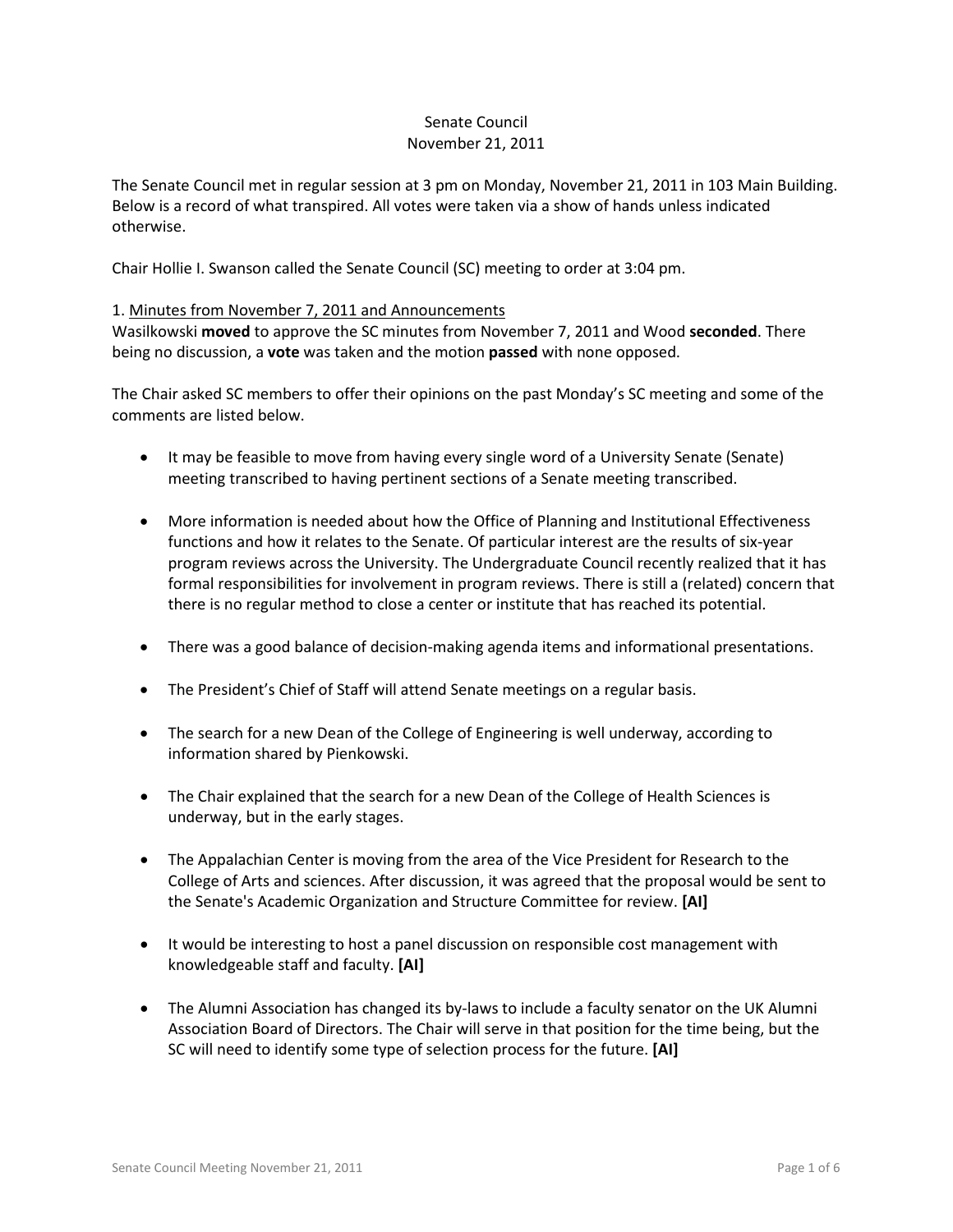Senate Council
November 21, 2011

The Senate Council met in regular session at 3 pm on Monday, November 21, 2011 in 103 Main Building. Below is a record of what transpired. All votes were taken via a show of hands unless indicated otherwise.

Chair Hollie I. Swanson called the Senate Council (SC) meeting to order at 3:04 pm.

1. Minutes from November 7, 2011 and Announcements

Wasilkowski **moved** to approve the SC minutes from November 7, 2011 and Wood **seconded**. There being no discussion, a **vote** was taken and the motion **passed** with none opposed.

The Chair asked SC members to offer their opinions on the past Monday's SC meeting and some of the comments are listed below.

- It may be feasible to move from having every single word of a University Senate (Senate) meeting transcribed to having pertinent sections of a Senate meeting transcribed.

- More information is needed about how the Office of Planning and Institutional Effectiveness functions and how it relates to the Senate. Of particular interest are the results of six-year program reviews across the University. The Undergraduate Council recently realized that it has formal responsibilities for involvement in program reviews. There is still a (related) concern that there is no regular method to close a center or institute that has reached its potential.

- There was a good balance of decision-making agenda items and informational presentations.

- The President's Chief of Staff will attend Senate meetings on a regular basis.

- The search for a new Dean of the College of Engineering is well underway, according to information shared by Pienkowski.

- The Chair explained that the search for a new Dean of the College of Health Sciences is underway, but in the early stages.

- The Appalachian Center is moving from the area of the Vice President for Research to the College of Arts and sciences. After discussion, it was agreed that the proposal would be sent to the Senate's Academic Organization and Structure Committee for review. **[AI]**

- It would be interesting to host a panel discussion on responsible cost management with knowledgeable staff and faculty. **[AI]**

- The Alumni Association has changed its by-laws to include a faculty senator on the UK Alumni Association Board of Directors. The Chair will serve in that position for the time being, but the SC will need to identify some type of selection process for the future. **[AI]**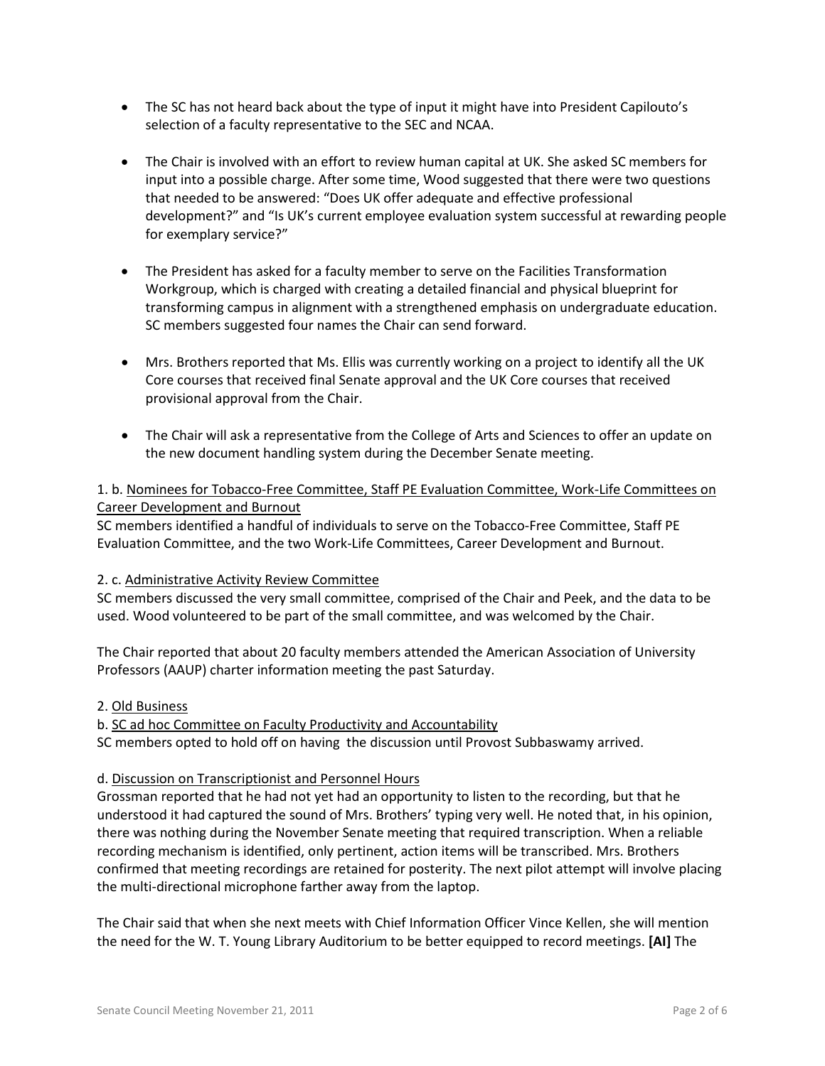- The SC has not heard back about the type of input it might have into President Capilouto's selection of a faculty representative to the SEC and NCAA.

- The Chair is involved with an effort to review human capital at UK. She asked SC members for input into a possible charge. After some time, Wood suggested that there were two questions that needed to be answered: "Does UK offer adequate and effective professional development?" and "Is UK's current employee evaluation system successful at rewarding people for exemplary service?"

- The President has asked for a faculty member to serve on the Facilities Transformation Workgroup, which is charged with creating a detailed financial and physical blueprint for transforming campus in alignment with a strengthened emphasis on undergraduate education. SC members suggested four names the Chair can send forward.

- Mrs. Brothers reported that Ms. Ellis was currently working on a project to identify all the UK Core courses that received final Senate approval and the UK Core courses that received provisional approval from the Chair.

- The Chair will ask a representative from the College of Arts and Sciences to offer an update on the new document handling system during the December Senate meeting.

1. b. Nominees for Tobacco-Free Committee, Staff PE Evaluation Committee, Work-Life Committees on Career Development and Burnout

SC members identified a handful of individuals to serve on the Tobacco-Free Committee, Staff PE Evaluation Committee, and the two Work-Life Committees, Career Development and Burnout.

2. c. Administrative Activity Review Committee

SC members discussed the very small committee, comprised of the Chair and Peek, and the data to be used. Wood volunteered to be part of the small committee, and was welcomed by the Chair.

The Chair reported that about 20 faculty members attended the American Association of University Professors (AAUP) charter information meeting the past Saturday.

2. Old Business

b. SC ad hoc Committee on Faculty Productivity and Accountability

SC members opted to hold off on having the discussion until Provost Subbaswamy arrived.

d. Discussion on Transcriptionist and Personnel Hours

Grossman reported that he had not yet had an opportunity to listen to the recording, but that he understood it had captured the sound of Mrs. Brothers' typing very well. He noted that, in his opinion, there was nothing during the November Senate meeting that required transcription. When a reliable recording mechanism is identified, only pertinent, action items will be transcribed. Mrs. Brothers confirmed that meeting recordings are retained for posterity. The next pilot attempt will involve placing the multi-directional microphone farther away from the laptop.

The Chair said that when she next meets with Chief Information Officer Vince Kellen, she will mention the need for the W. T. Young Library Auditorium to be better equipped to record meetings. **[AI]** The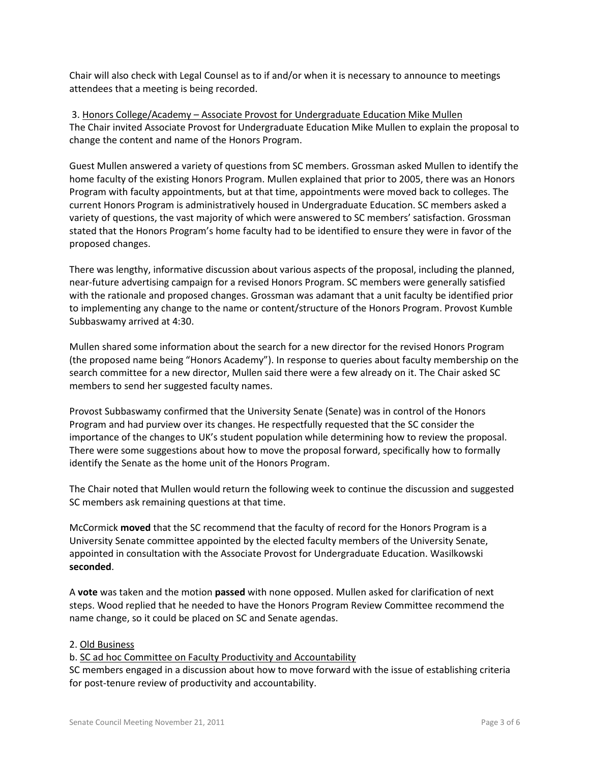Chair will also check with Legal Counsel as to if and/or when it is necessary to announce to meetings attendees that a meeting is being recorded.

3. <u>Honors College/Academy – Associate Provost for Undergraduate Education Mike Mullen</u>
The Chair invited Associate Provost for Undergraduate Education Mike Mullen to explain the proposal to change the content and name of the Honors Program.

Guest Mullen answered a variety of questions from SC members. Grossman asked Mullen to identify the home faculty of the existing Honors Program. Mullen explained that prior to 2005, there was an Honors Program with faculty appointments, but at that time, appointments were moved back to colleges. The current Honors Program is administratively housed in Undergraduate Education. SC members asked a variety of questions, the vast majority of which were answered to SC members' satisfaction. Grossman stated that the Honors Program's home faculty had to be identified to ensure they were in favor of the proposed changes.

There was lengthy, informative discussion about various aspects of the proposal, including the planned, near-future advertising campaign for a revised Honors Program. SC members were generally satisfied with the rationale and proposed changes. Grossman was adamant that a unit faculty be identified prior to implementing any change to the name or content/structure of the Honors Program. Provost Kumble Subbaswamy arrived at 4:30.

Mullen shared some information about the search for a new director for the revised Honors Program (the proposed name being "Honors Academy"). In response to queries about faculty membership on the search committee for a new director, Mullen said there were a few already on it. The Chair asked SC members to send her suggested faculty names.

Provost Subbaswamy confirmed that the University Senate (Senate) was in control of the Honors Program and had purview over its changes. He respectfully requested that the SC consider the importance of the changes to UK's student population while determining how to review the proposal. There were some suggestions about how to move the proposal forward, specifically how to formally identify the Senate as the home unit of the Honors Program.

The Chair noted that Mullen would return the following week to continue the discussion and suggested SC members ask remaining questions at that time.

McCormick **moved** that the SC recommend that the faculty of record for the Honors Program is a University Senate committee appointed by the elected faculty members of the University Senate, appointed in consultation with the Associate Provost for Undergraduate Education. Wasilkowski **seconded**.

A **vote** was taken and the motion **passed** with none opposed. Mullen asked for clarification of next steps. Wood replied that he needed to have the Honors Program Review Committee recommend the name change, so it could be placed on SC and Senate agendas.

2. <u>Old Business</u>
b. <u>SC ad hoc Committee on Faculty Productivity and Accountability</u>
SC members engaged in a discussion about how to move forward with the issue of establishing criteria for post-tenure review of productivity and accountability.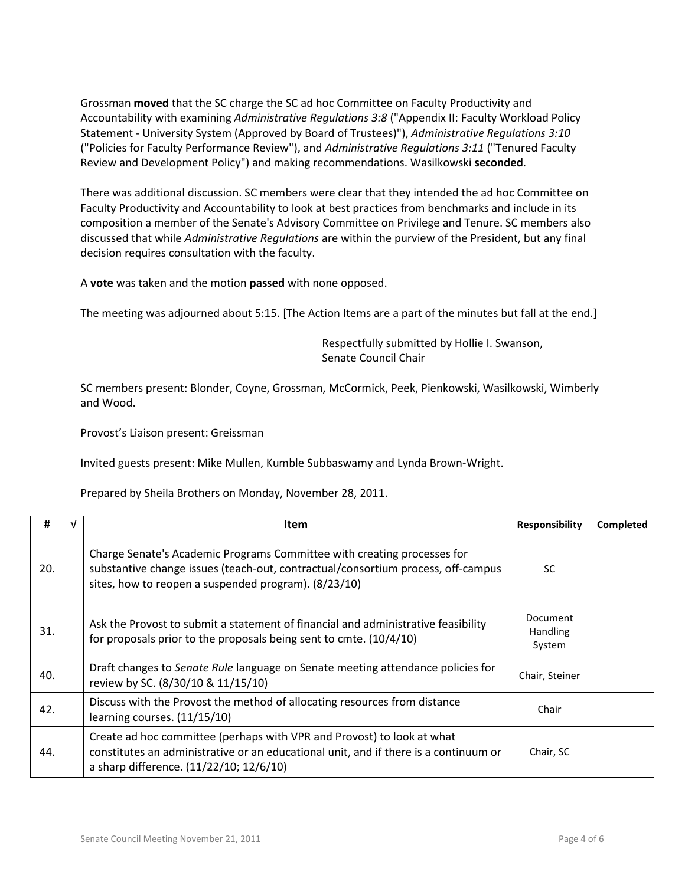Grossman **moved** that the SC charge the SC ad hoc Committee on Faculty Productivity and Accountability with examining *Administrative Regulations 3:8* ("Appendix II: Faculty Workload Policy Statement - University System (Approved by Board of Trustees)"), *Administrative Regulations 3:10* ("Policies for Faculty Performance Review"), and *Administrative Regulations 3:11* ("Tenured Faculty Review and Development Policy") and making recommendations. Wasilkowski **seconded**.

There was additional discussion. SC members were clear that they intended the ad hoc Committee on Faculty Productivity and Accountability to look at best practices from benchmarks and include in its composition a member of the Senate's Advisory Committee on Privilege and Tenure. SC members also discussed that while *Administrative Regulations* are within the purview of the President, but any final decision requires consultation with the faculty.

A **vote** was taken and the motion **passed** with none opposed.

The meeting was adjourned about 5:15. [The Action Items are a part of the minutes but fall at the end.]

Respectfully submitted by Hollie I. Swanson,
Senate Council Chair

SC members present: Blonder, Coyne, Grossman, McCormick, Peek, Pienkowski, Wasilkowski, Wimberly and Wood.

Provost's Liaison present: Greissman

Invited guests present: Mike Mullen, Kumble Subbaswamy and Lynda Brown-Wright.

Prepared by Sheila Brothers on Monday, November 28, 2011.

| # | √ | Item | Responsibility | Completed |
|---|---|---|---|---|
| 20. | | Charge Senate's Academic Programs Committee with creating processes for substantive change issues (teach-out, contractual/consortium process, off-campus sites, how to reopen a suspended program). (8/23/10) | SC | |
| 31. | | Ask the Provost to submit a statement of financial and administrative feasibility for proposals prior to the proposals being sent to cmte. (10/4/10) | Document Handling System | |
| 40. | | Draft changes to *Senate Rule* language on Senate meeting attendance policies for review by SC. (8/30/10 & 11/15/10) | Chair, Steiner | |
| 42. | | Discuss with the Provost the method of allocating resources from distance learning courses. (11/15/10) | Chair | |
| 44. | | Create ad hoc committee (perhaps with VPR and Provost) to look at what constitutes an administrative or an educational unit, and if there is a continuum or a sharp difference. (11/22/10; 12/6/10) | Chair, SC | |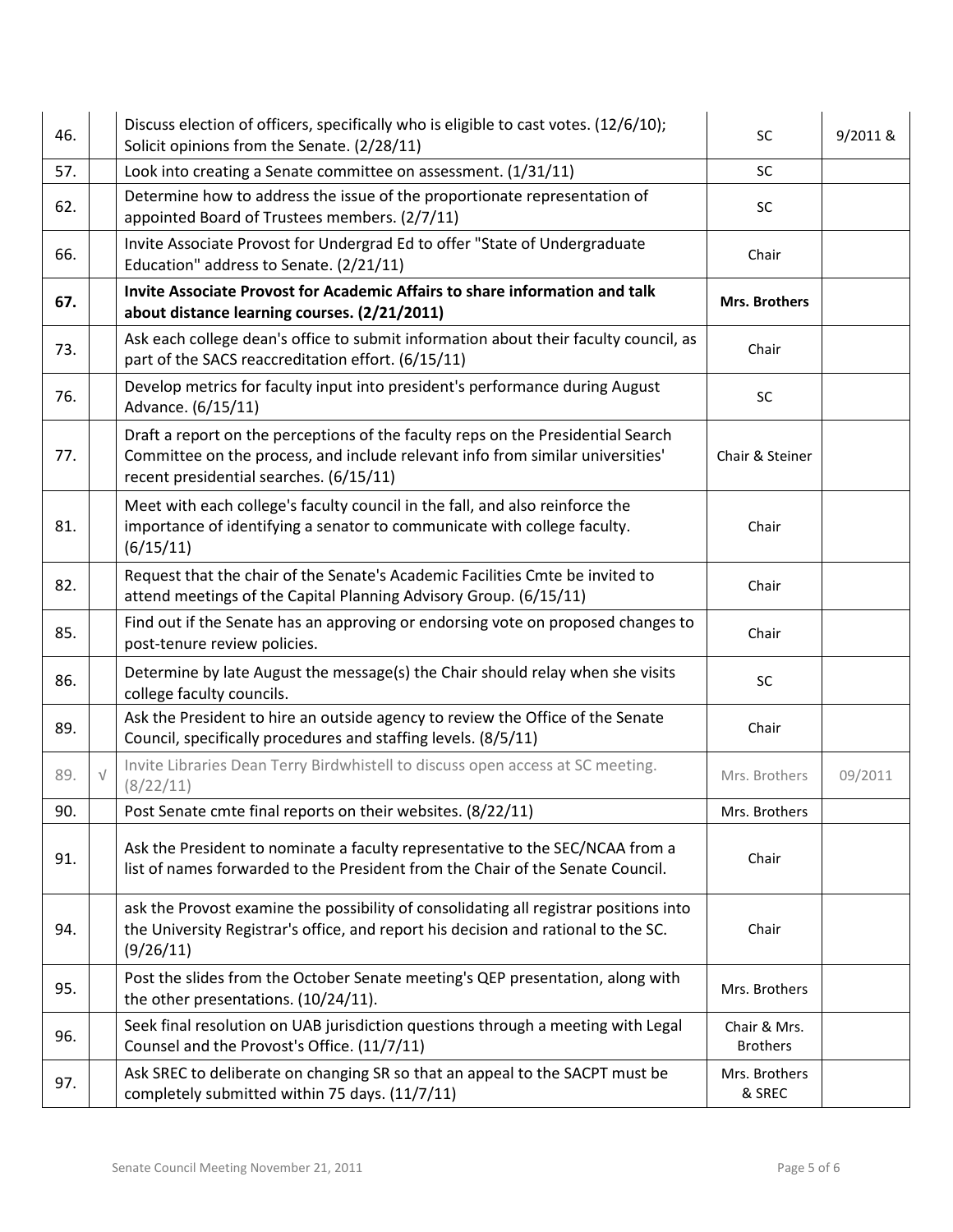| | | | | |
|---|---|---|---|---|
| 46. | | Discuss election of officers, specifically who is eligible to cast votes. (12/6/10); Solicit opinions from the Senate. (2/28/11) | SC | 9/2011 & |
| 57. | | Look into creating a Senate committee on assessment. (1/31/11) | SC | |
| 62. | | Determine how to address the issue of the proportionate representation of appointed Board of Trustees members. (2/7/11) | SC | |
| 66. | | Invite Associate Provost for Undergrad Ed to offer "State of Undergraduate Education" address to Senate. (2/21/11) | Chair | |
| **67.** | | **Invite Associate Provost for Academic Affairs to share information and talk about distance learning courses. (2/21/2011)** | **Mrs. Brothers** | |
| 73. | | Ask each college dean's office to submit information about their faculty council, as part of the SACS reaccreditation effort. (6/15/11) | Chair | |
| 76. | | Develop metrics for faculty input into president's performance during August Advance. (6/15/11) | SC | |
| 77. | | Draft a report on the perceptions of the faculty reps on the Presidential Search Committee on the process, and include relevant info from similar universities' recent presidential searches. (6/15/11) | Chair & Steiner | |
| 81. | | Meet with each college's faculty council in the fall, and also reinforce the importance of identifying a senator to communicate with college faculty. (6/15/11) | Chair | |
| 82. | | Request that the chair of the Senate's Academic Facilities Cmte be invited to attend meetings of the Capital Planning Advisory Group. (6/15/11) | Chair | |
| 85. | | Find out if the Senate has an approving or endorsing vote on proposed changes to post-tenure review policies. | Chair | |
| 86. | | Determine by late August the message(s) the Chair should relay when she visits college faculty councils. | SC | |
| 89. | | Ask the President to hire an outside agency to review the Office of the Senate Council, specifically procedures and staffing levels. (8/5/11) | Chair | |
| 89. | √ | Invite Libraries Dean Terry Birdwhistell to discuss open access at SC meeting. (8/22/11) | Mrs. Brothers | 09/2011 |
| 90. | | Post Senate cmte final reports on their websites. (8/22/11) | Mrs. Brothers | |
| 91. | | Ask the President to nominate a faculty representative to the SEC/NCAA from a list of names forwarded to the President from the Chair of the Senate Council. | Chair | |
| 94. | | ask the Provost examine the possibility of consolidating all registrar positions into the University Registrar's office, and report his decision and rational to the SC. (9/26/11) | Chair | |
| 95. | | Post the slides from the October Senate meeting's QEP presentation, along with the other presentations. (10/24/11). | Mrs. Brothers | |
| 96. | | Seek final resolution on UAB jurisdiction questions through a meeting with Legal Counsel and the Provost's Office. (11/7/11) | Chair & Mrs. Brothers | |
| 97. | | Ask SREC to deliberate on changing SR so that an appeal to the SACPT must be completely submitted within 75 days. (11/7/11) | Mrs. Brothers & SREC | |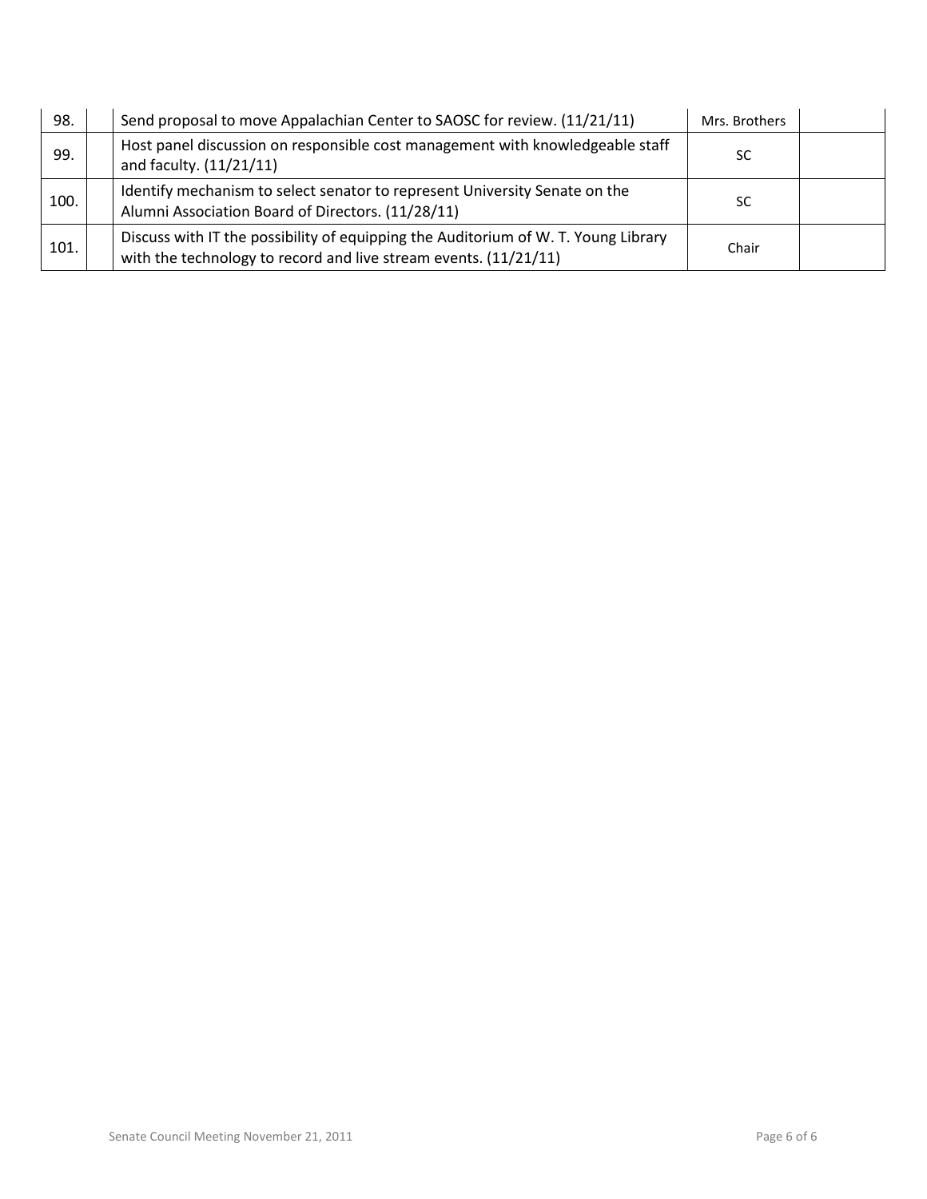| | | | | |
|---|---|---|---|---|
| 98. | | Send proposal to move Appalachian Center to SAOSC for review. (11/21/11) | Mrs. Brothers | |
| 99. | | Host panel discussion on responsible cost management with knowledgeable staff and faculty. (11/21/11) | SC | |
| 100. | | Identify mechanism to select senator to represent University Senate on the Alumni Association Board of Directors. (11/28/11) | SC | |
| 101. | | Discuss with IT the possibility of equipping the Auditorium of W. T. Young Library with the technology to record and live stream events. (11/21/11) | Chair | |